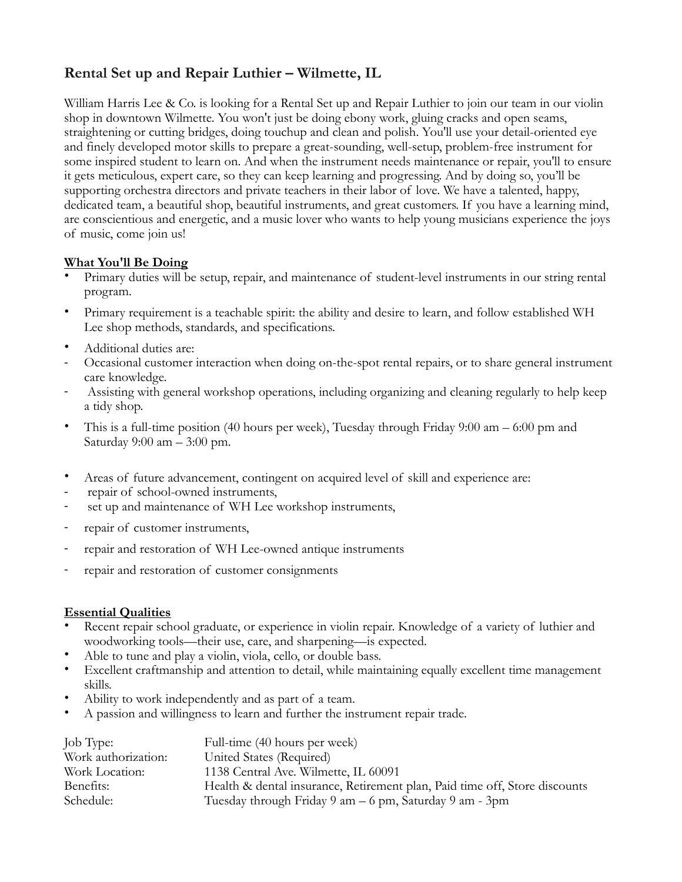## Rental Set up and Repair Luthier – Wilmette, IL

William Harris Lee & Co. is looking for a Rental Set up and Repair Luthier to join our team in our violin shop in downtown Wilmette. You won't just be doing ebony work, gluing cracks and open seams, straightening or cutting bridges, doing touchup and clean and polish. You'll use your detail-oriented eye and finely developed motor skills to prepare a great-sounding, well-setup, problem-free instrument for some inspired student to learn on. And when the instrument needs maintenance or repair, you'll to ensure it gets meticulous, expert care, so they can keep learning and progressing. And by doing so, you'll be supporting orchestra directors and private teachers in their labor of love. We have a talented, happy, dedicated team, a beautiful shop, beautiful instruments, and great customers. If you have a learning mind, are conscientious and energetic, and a music lover who wants to help young musicians experience the joys of music, come join us!

**<u>What You'll Be Doing</u>**

- Primary duties will be setup, repair, and maintenance of student-level instruments in our string rental program.
- Primary requirement is a teachable spirit: the ability and desire to learn, and follow established WH Lee shop methods, standards, and specifications.
- Additional duties are:
  - Occasional customer interaction when doing on-the-spot rental repairs, or to share general instrument care knowledge.
  - Assisting with general workshop operations, including organizing and cleaning regularly to help keep a tidy shop.
- This is a full-time position (40 hours per week), Tuesday through Friday 9:00 am – 6:00 pm and Saturday 9:00 am – 3:00 pm.
- Areas of future advancement, contingent on acquired level of skill and experience are:
  - repair of school-owned instruments,
  - set up and maintenance of WH Lee workshop instruments,
  - repair of customer instruments,
  - repair and restoration of WH Lee-owned antique instruments
  - repair and restoration of customer consignments

**<u>Essential Qualities</u>**

- Recent repair school graduate, or experience in violin repair. Knowledge of a variety of luthier and woodworking tools—their use, care, and sharpening—is expected.
- Able to tune and play a violin, viola, cello, or double bass.
- Excellent craftmanship and attention to detail, while maintaining equally excellent time management skills.
- Ability to work independently and as part of a team.
- A passion and willingness to learn and further the instrument repair trade.

| | |
|---|---|
| Job Type: | Full-time (40 hours per week) |
| Work authorization: | United States (Required) |
| Work Location: | 1138 Central Ave. Wilmette, IL 60091 |
| Benefits: | Health & dental insurance, Retirement plan, Paid time off, Store discounts |
| Schedule: | Tuesday through Friday 9 am – 6 pm, Saturday 9 am - 3pm |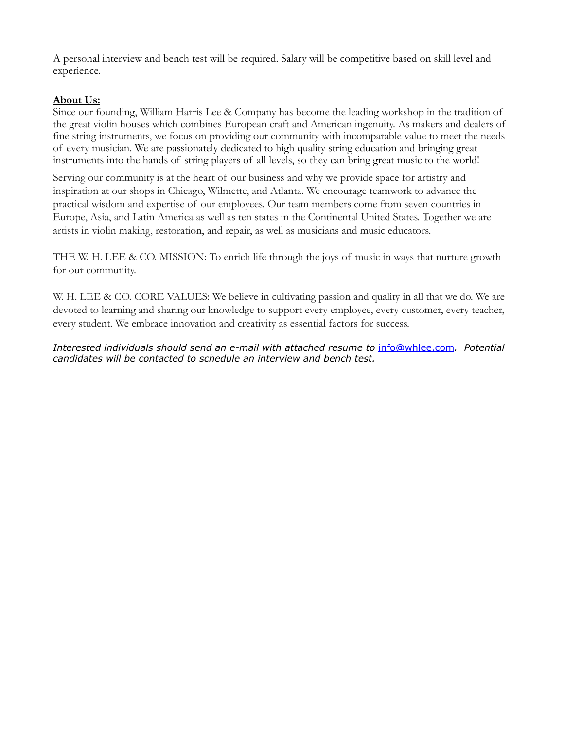A personal interview and bench test will be required. Salary will be competitive based on skill level and experience.

**About Us:**

Since our founding, William Harris Lee & Company has become the leading workshop in the tradition of the great violin houses which combines European craft and American ingenuity. As makers and dealers of fine string instruments, we focus on providing our community with incomparable value to meet the needs of every musician. We are passionately dedicated to high quality string education and bringing great instruments into the hands of string players of all levels, so they can bring great music to the world!

Serving our community is at the heart of our business and why we provide space for artistry and inspiration at our shops in Chicago, Wilmette, and Atlanta. We encourage teamwork to advance the practical wisdom and expertise of our employees. Our team members come from seven countries in Europe, Asia, and Latin America as well as ten states in the Continental United States. Together we are artists in violin making, restoration, and repair, as well as musicians and music educators.

THE W. H. LEE & CO. MISSION: To enrich life through the joys of music in ways that nurture growth for our community.

W. H. LEE & CO. CORE VALUES: We believe in cultivating passion and quality in all that we do. We are devoted to learning and sharing our knowledge to support every employee, every customer, every teacher, every student. We embrace innovation and creativity as essential factors for success.

*Interested individuals should send an e-mail with attached resume to info@whlee.com. Potential candidates will be contacted to schedule an interview and bench test.*